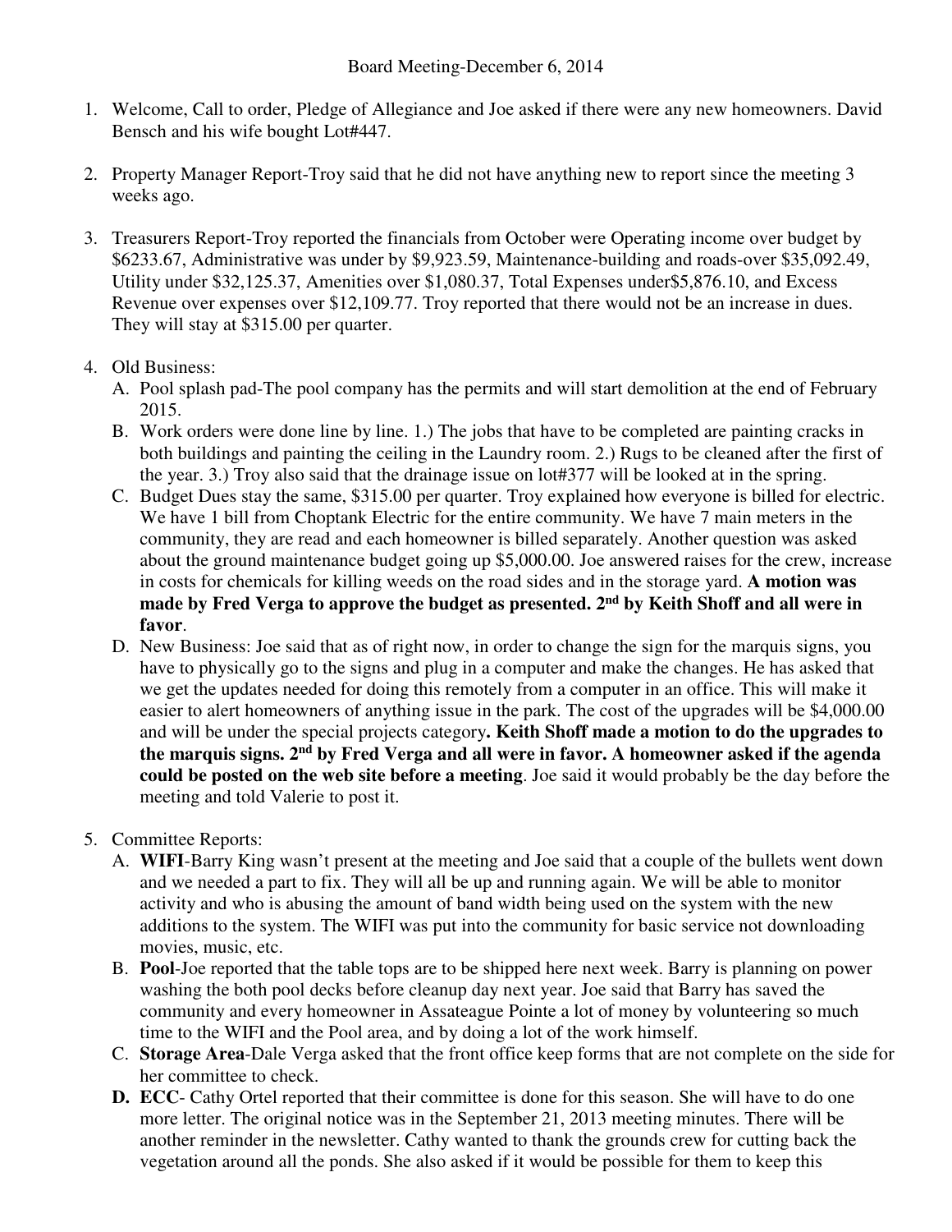Board Meeting-December 6, 2014

1. Welcome, Call to order, Pledge of Allegiance and Joe asked if there were any new homeowners. David Bensch and his wife bought Lot#447.

2. Property Manager Report-Troy said that he did not have anything new to report since the meeting 3 weeks ago.

3. Treasurers Report-Troy reported the financials from October were Operating income over budget by $6233.67, Administrative was under by $9,923.59, Maintenance-building and roads-over $35,092.49, Utility under $32,125.37, Amenities over $1,080.37, Total Expenses under$5,876.10, and Excess Revenue over expenses over $12,109.77. Troy reported that there would not be an increase in dues. They will stay at $315.00 per quarter.

4. Old Business:
   A. Pool splash pad-The pool company has the permits and will start demolition at the end of February 2015.
   B. Work orders were done line by line. 1.) The jobs that have to be completed are painting cracks in both buildings and painting the ceiling in the Laundry room. 2.) Rugs to be cleaned after the first of the year. 3.) Troy also said that the drainage issue on lot#377 will be looked at in the spring.
   C. Budget Dues stay the same, $315.00 per quarter. Troy explained how everyone is billed for electric. We have 1 bill from Choptank Electric for the entire community. We have 7 main meters in the community, they are read and each homeowner is billed separately. Another question was asked about the ground maintenance budget going up $5,000.00. Joe answered raises for the crew, increase in costs for chemicals for killing weeds on the road sides and in the storage yard. **A motion was made by Fred Verga to approve the budget as presented. 2nd by Keith Shoff and all were in favor**.
   D. New Business: Joe said that as of right now, in order to change the sign for the marquis signs, you have to physically go to the signs and plug in a computer and make the changes. He has asked that we get the updates needed for doing this remotely from a computer in an office. This will make it easier to alert homeowners of anything issue in the park. The cost of the upgrades will be $4,000.00 and will be under the special projects category**. Keith Shoff made a motion to do the upgrades to the marquis signs. 2nd by Fred Verga and all were in favor. A homeowner asked if the agenda could be posted on the web site before a meeting**. Joe said it would probably be the day before the meeting and told Valerie to post it.

5. Committee Reports:
   A. **WIFI**-Barry King wasn't present at the meeting and Joe said that a couple of the bullets went down and we needed a part to fix. They will all be up and running again. We will be able to monitor activity and who is abusing the amount of band width being used on the system with the new additions to the system. The WIFI was put into the community for basic service not downloading movies, music, etc.
   B. **Pool**-Joe reported that the table tops are to be shipped here next week. Barry is planning on power washing the both pool decks before cleanup day next year. Joe said that Barry has saved the community and every homeowner in Assateague Pointe a lot of money by volunteering so much time to the WIFI and the Pool area, and by doing a lot of the work himself.
   C. **Storage Area**-Dale Verga asked that the front office keep forms that are not complete on the side for her committee to check.
   D. **ECC**- Cathy Ortel reported that their committee is done for this season. She will have to do one more letter. The original notice was in the September 21, 2013 meeting minutes. There will be another reminder in the newsletter. Cathy wanted to thank the grounds crew for cutting back the vegetation around all the ponds. She also asked if it would be possible for them to keep this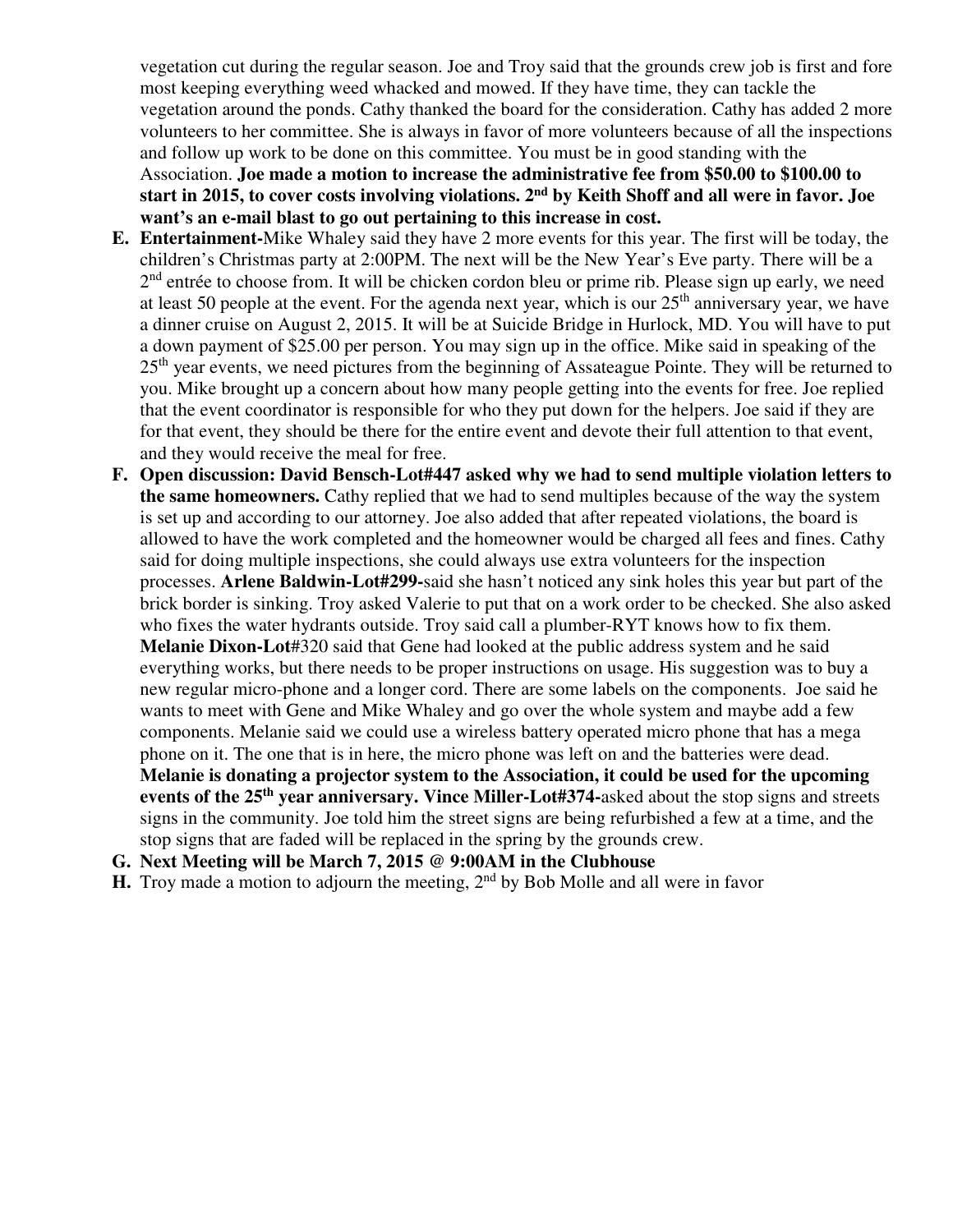vegetation cut during the regular season. Joe and Troy said that the grounds crew job is first and fore most keeping everything weed whacked and mowed. If they have time, they can tackle the vegetation around the ponds. Cathy thanked the board for the consideration. Cathy has added 2 more volunteers to her committee. She is always in favor of more volunteers because of all the inspections and follow up work to be done on this committee. You must be in good standing with the Association. **Joe made a motion to increase the administrative fee from $50.00 to $100.00 to start in 2015, to cover costs involving violations. 2nd by Keith Shoff and all were in favor. Joe want's an e-mail blast to go out pertaining to this increase in cost.**

**E. Entertainment-**Mike Whaley said they have 2 more events for this year. The first will be today, the children's Christmas party at 2:00PM. The next will be the New Year's Eve party. There will be a 2nd entrée to choose from. It will be chicken cordon bleu or prime rib. Please sign up early, we need at least 50 people at the event. For the agenda next year, which is our 25th anniversary year, we have a dinner cruise on August 2, 2015. It will be at Suicide Bridge in Hurlock, MD. You will have to put a down payment of $25.00 per person. You may sign up in the office. Mike said in speaking of the 25th year events, we need pictures from the beginning of Assateague Pointe. They will be returned to you. Mike brought up a concern about how many people getting into the events for free. Joe replied that the event coordinator is responsible for who they put down for the helpers. Joe said if they are for that event, they should be there for the entire event and devote their full attention to that event, and they would receive the meal for free.

**F. Open discussion: David Bensch-Lot#447 asked why we had to send multiple violation letters to the same homeowners.** Cathy replied that we had to send multiples because of the way the system is set up and according to our attorney. Joe also added that after repeated violations, the board is allowed to have the work completed and the homeowner would be charged all fees and fines. Cathy said for doing multiple inspections, she could always use extra volunteers for the inspection processes. **Arlene Baldwin-Lot#299-**said she hasn't noticed any sink holes this year but part of the brick border is sinking. Troy asked Valerie to put that on a work order to be checked. She also asked who fixes the water hydrants outside. Troy said call a plumber-RYT knows how to fix them. **Melanie Dixon-Lot**#320 said that Gene had looked at the public address system and he said everything works, but there needs to be proper instructions on usage. His suggestion was to buy a new regular micro-phone and a longer cord. There are some labels on the components. Joe said he wants to meet with Gene and Mike Whaley and go over the whole system and maybe add a few components. Melanie said we could use a wireless battery operated micro phone that has a mega phone on it. The one that is in here, the micro phone was left on and the batteries were dead. **Melanie is donating a projector system to the Association, it could be used for the upcoming events of the 25th year anniversary. Vince Miller-Lot#374-**asked about the stop signs and streets signs in the community. Joe told him the street signs are being refurbished a few at a time, and the stop signs that are faded will be replaced in the spring by the grounds crew.

**G. Next Meeting will be March 7, 2015 @ 9:00AM in the Clubhouse**

**H.** Troy made a motion to adjourn the meeting, 2nd by Bob Molle and all were in favor